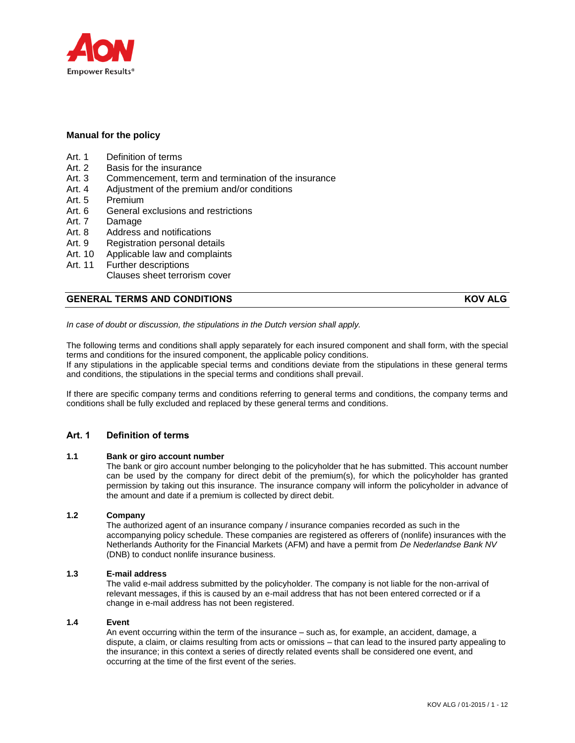**Manual for the policy**

- Art. 1 Definition of terms
- Art. 2 Basis for the insurance
- Art. 3 Commencement, term and termination of the insurance
- Art. 4 Adjustment of the premium and/or conditions
- Art. 5 Premium
- Art. 6 General exclusions and restrictions
- Art. 7 Damage
- Art. 8 Address and notifications
- Art. 9 Registration personal details
- Art. 10 Applicable law and complaints
- Art. 11 Further descriptions
- Clauses sheet terrorism cover

## GENERAL TERMS AND CONDITIONS — KOV ALG

*In case of doubt or discussion, the stipulations in the Dutch version shall apply.*

The following terms and conditions shall apply separately for each insured component and shall form, with the special terms and conditions for the insured component, the applicable policy conditions.
If any stipulations in the applicable special terms and conditions deviate from the stipulations in these general terms and conditions, the stipulations in the special terms and conditions shall prevail.

If there are specific company terms and conditions referring to general terms and conditions, the company terms and conditions shall be fully excluded and replaced by these general terms and conditions.

## Art. 1 Definition of terms

### 1.1 Bank or giro account number

The bank or giro account number belonging to the policyholder that he has submitted. This account number can be used by the company for direct debit of the premium(s), for which the policyholder has granted permission by taking out this insurance. The insurance company will inform the policyholder in advance of the amount and date if a premium is collected by direct debit.

### 1.2 Company

The authorized agent of an insurance company / insurance companies recorded as such in the accompanying policy schedule. These companies are registered as offerers of (nonlife) insurances with the Netherlands Authority for the Financial Markets (AFM) and have a permit from *De Nederlandse Bank NV* (DNB) to conduct nonlife insurance business.

### 1.3 E-mail address

The valid e-mail address submitted by the policyholder. The company is not liable for the non-arrival of relevant messages, if this is caused by an e-mail address that has not been entered corrected or if a change in e-mail address has not been registered.

### 1.4 Event

An event occurring within the term of the insurance – such as, for example, an accident, damage, a dispute, a claim, or claims resulting from acts or omissions – that can lead to the insured party appealing to the insurance; in this context a series of directly related events shall be considered one event, and occurring at the time of the first event of the series.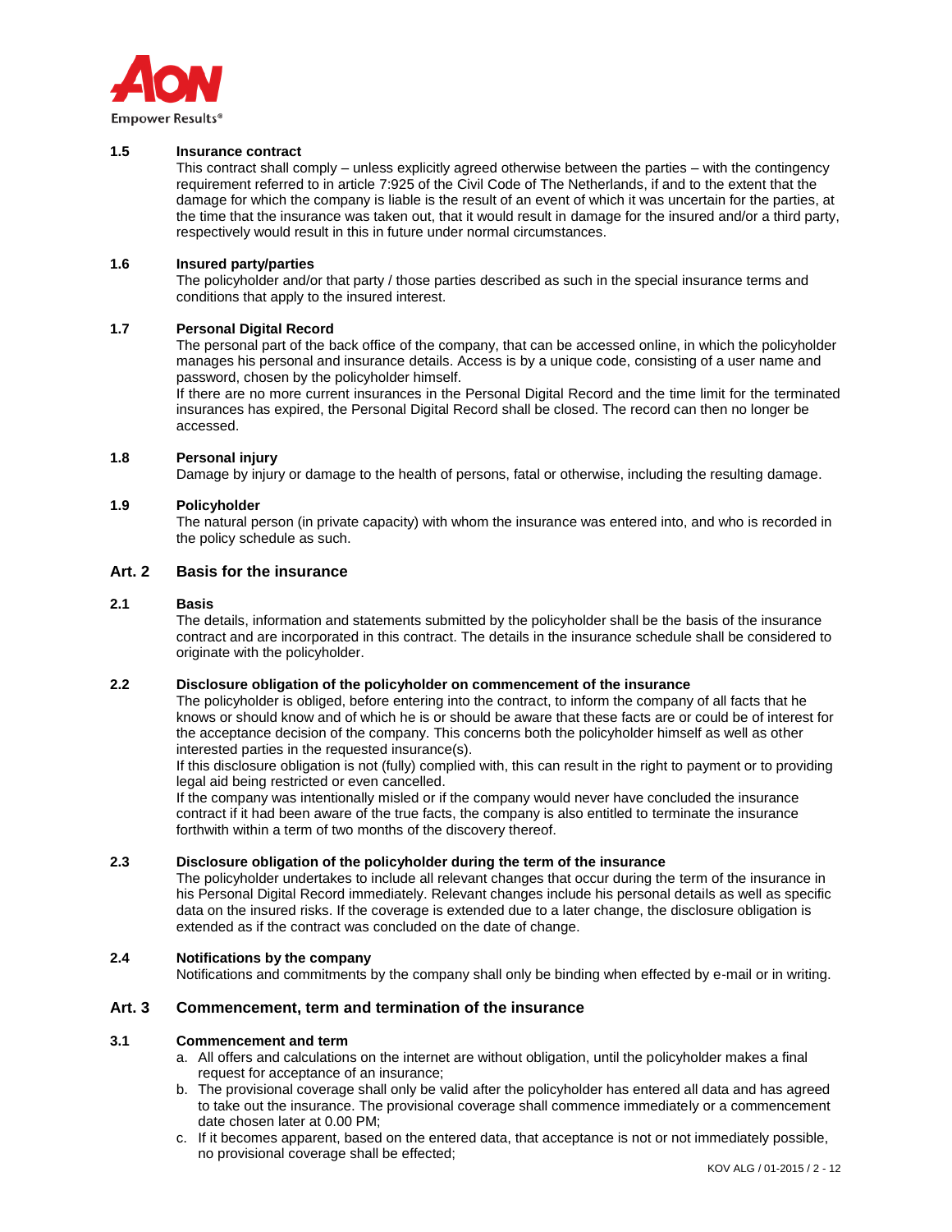### 1.5 Insurance contract

This contract shall comply – unless explicitly agreed otherwise between the parties – with the contingency requirement referred to in article 7:925 of the Civil Code of The Netherlands, if and to the extent that the damage for which the company is liable is the result of an event of which it was uncertain for the parties, at the time that the insurance was taken out, that it would result in damage for the insured and/or a third party, respectively would result in this in future under normal circumstances.

### 1.6 Insured party/parties

The policyholder and/or that party / those parties described as such in the special insurance terms and conditions that apply to the insured interest.

### 1.7 Personal Digital Record

The personal part of the back office of the company, that can be accessed online, in which the policyholder manages his personal and insurance details. Access is by a unique code, consisting of a user name and password, chosen by the policyholder himself.
If there are no more current insurances in the Personal Digital Record and the time limit for the terminated insurances has expired, the Personal Digital Record shall be closed. The record can then no longer be accessed.

### 1.8 Personal injury

Damage by injury or damage to the health of persons, fatal or otherwise, including the resulting damage.

### 1.9 Policyholder

The natural person (in private capacity) with whom the insurance was entered into, and who is recorded in the policy schedule as such.

## Art. 2 Basis for the insurance

### 2.1 Basis

The details, information and statements submitted by the policyholder shall be the basis of the insurance contract and are incorporated in this contract. The details in the insurance schedule shall be considered to originate with the policyholder.

### 2.2 Disclosure obligation of the policyholder on commencement of the insurance

The policyholder is obliged, before entering into the contract, to inform the company of all facts that he knows or should know and of which he is or should be aware that these facts are or could be of interest for the acceptance decision of the company. This concerns both the policyholder himself as well as other interested parties in the requested insurance(s).
If this disclosure obligation is not (fully) complied with, this can result in the right to payment or to providing legal aid being restricted or even cancelled.
If the company was intentionally misled or if the company would never have concluded the insurance contract if it had been aware of the true facts, the company is also entitled to terminate the insurance forthwith within a term of two months of the discovery thereof.

### 2.3 Disclosure obligation of the policyholder during the term of the insurance

The policyholder undertakes to include all relevant changes that occur during the term of the insurance in his Personal Digital Record immediately. Relevant changes include his personal details as well as specific data on the insured risks. If the coverage is extended due to a later change, the disclosure obligation is extended as if the contract was concluded on the date of change.

### 2.4 Notifications by the company

Notifications and commitments by the company shall only be binding when effected by e-mail or in writing.

## Art. 3 Commencement, term and termination of the insurance

### 3.1 Commencement and term

a. All offers and calculations on the internet are without obligation, until the policyholder makes a final request for acceptance of an insurance;
b. The provisional coverage shall only be valid after the policyholder has entered all data and has agreed to take out the insurance. The provisional coverage shall commence immediately or a commencement date chosen later at 0.00 PM;
c. If it becomes apparent, based on the entered data, that acceptance is not or not immediately possible, no provisional coverage shall be effected;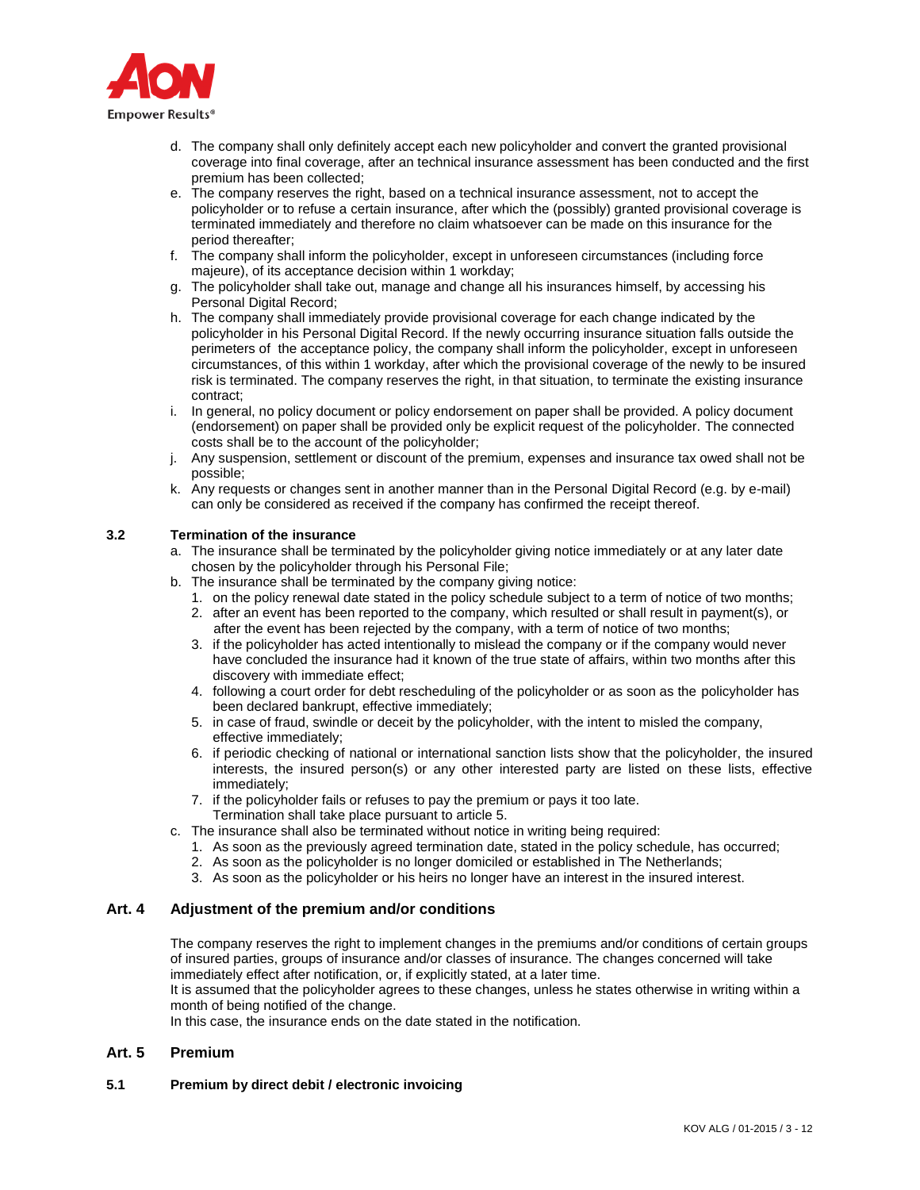d. The company shall only definitely accept each new policyholder and convert the granted provisional coverage into final coverage, after an technical insurance assessment has been conducted and the first premium has been collected;
e. The company reserves the right, based on a technical insurance assessment, not to accept the policyholder or to refuse a certain insurance, after which the (possibly) granted provisional coverage is terminated immediately and therefore no claim whatsoever can be made on this insurance for the period thereafter;
f. The company shall inform the policyholder, except in unforeseen circumstances (including force majeure), of its acceptance decision within 1 workday;
g. The policyholder shall take out, manage and change all his insurances himself, by accessing his Personal Digital Record;
h. The company shall immediately provide provisional coverage for each change indicated by the policyholder in his Personal Digital Record. If the newly occurring insurance situation falls outside the perimeters of the acceptance policy, the company shall inform the policyholder, except in unforeseen circumstances, of this within 1 workday, after which the provisional coverage of the newly to be insured risk is terminated. The company reserves the right, in that situation, to terminate the existing insurance contract;
i. In general, no policy document or policy endorsement on paper shall be provided. A policy document (endorsement) on paper shall be provided only be explicit request of the policyholder. The connected costs shall be to the account of the policyholder;
j. Any suspension, settlement or discount of the premium, expenses and insurance tax owed shall not be possible;
k. Any requests or changes sent in another manner than in the Personal Digital Record (e.g. by e-mail) can only be considered as received if the company has confirmed the receipt thereof.

### 3.2 Termination of the insurance

a. The insurance shall be terminated by the policyholder giving notice immediately or at any later date chosen by the policyholder through his Personal File;
b. The insurance shall be terminated by the company giving notice:
   1. on the policy renewal date stated in the policy schedule subject to a term of notice of two months;
   2. after an event has been reported to the company, which resulted or shall result in payment(s), or after the event has been rejected by the company, with a term of notice of two months;
   3. if the policyholder has acted intentionally to mislead the company or if the company would never have concluded the insurance had it known of the true state of affairs, within two months after this discovery with immediate effect;
   4. following a court order for debt rescheduling of the policyholder or as soon as the policyholder has been declared bankrupt, effective immediately;
   5. in case of fraud, swindle or deceit by the policyholder, with the intent to misled the company, effective immediately;
   6. if periodic checking of national or international sanction lists show that the policyholder, the insured interests, the insured person(s) or any other interested party are listed on these lists, effective immediately;
   7. if the policyholder fails or refuses to pay the premium or pays it too late. Termination shall take place pursuant to article 5.
c. The insurance shall also be terminated without notice in writing being required:
   1. As soon as the previously agreed termination date, stated in the policy schedule, has occurred;
   2. As soon as the policyholder is no longer domiciled or established in The Netherlands;
   3. As soon as the policyholder or his heirs no longer have an interest in the insured interest.

## Art. 4 Adjustment of the premium and/or conditions

The company reserves the right to implement changes in the premiums and/or conditions of certain groups of insured parties, groups of insurance and/or classes of insurance. The changes concerned will take immediately effect after notification, or, if explicitly stated, at a later time.
It is assumed that the policyholder agrees to these changes, unless he states otherwise in writing within a month of being notified of the change.
In this case, the insurance ends on the date stated in the notification.

## Art. 5 Premium

### 5.1 Premium by direct debit / electronic invoicing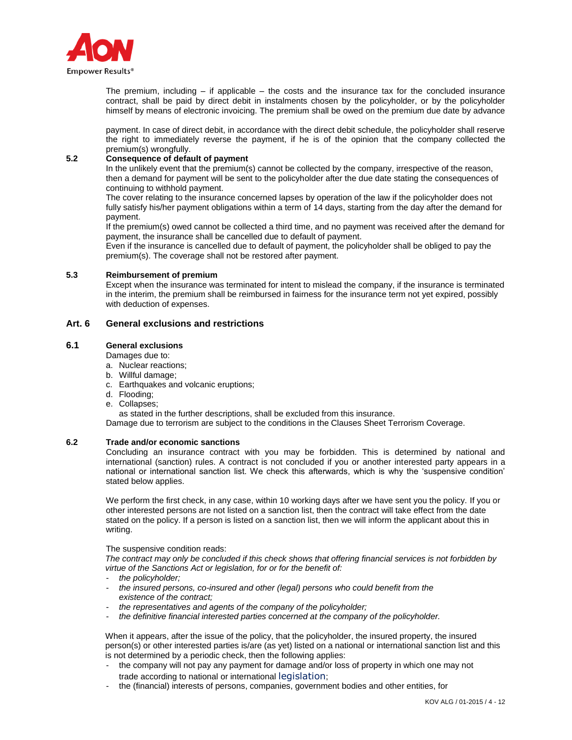The premium, including – if applicable – the costs and the insurance tax for the concluded insurance contract, shall be paid by direct debit in instalments chosen by the policyholder, or by the policyholder himself by means of electronic invoicing. The premium shall be owed on the premium due date by advance

payment. In case of direct debit, in accordance with the direct debit schedule, the policyholder shall reserve the right to immediately reverse the payment, if he is of the opinion that the company collected the premium(s) wrongfully.

### 5.2 Consequence of default of payment

In the unlikely event that the premium(s) cannot be collected by the company, irrespective of the reason, then a demand for payment will be sent to the policyholder after the due date stating the consequences of continuing to withhold payment.

The cover relating to the insurance concerned lapses by operation of the law if the policyholder does not fully satisfy his/her payment obligations within a term of 14 days, starting from the day after the demand for payment.

If the premium(s) owed cannot be collected a third time, and no payment was received after the demand for payment, the insurance shall be cancelled due to default of payment.

Even if the insurance is cancelled due to default of payment, the policyholder shall be obliged to pay the premium(s). The coverage shall not be restored after payment.

### 5.3 Reimbursement of premium

Except when the insurance was terminated for intent to mislead the company, if the insurance is terminated in the interim, the premium shall be reimbursed in fairness for the insurance term not yet expired, possibly with deduction of expenses.

## Art. 6 General exclusions and restrictions

### 6.1 General exclusions

Damages due to:

a. Nuclear reactions;
b. Willful damage;
c. Earthquakes and volcanic eruptions;
d. Flooding;
e. Collapses;

as stated in the further descriptions, shall be excluded from this insurance.

Damage due to terrorism are subject to the conditions in the Clauses Sheet Terrorism Coverage.

### 6.2 Trade and/or economic sanctions

Concluding an insurance contract with you may be forbidden. This is determined by national and international (sanction) rules. A contract is not concluded if you or another interested party appears in a national or international sanction list. We check this afterwards, which is why the 'suspensive condition' stated below applies.

We perform the first check, in any case, within 10 working days after we have sent you the policy. If you or other interested persons are not listed on a sanction list, then the contract will take effect from the date stated on the policy. If a person is listed on a sanction list, then we will inform the applicant about this in writing.

The suspensive condition reads:

*The contract may only be concluded if this check shows that offering financial services is not forbidden by virtue of the Sanctions Act or legislation, for or for the benefit of:*

- *the policyholder;*
- *the insured persons, co-insured and other (legal) persons who could benefit from the existence of the contract;*
- *the representatives and agents of the company of the policyholder;*
- *the definitive financial interested parties concerned at the company of the policyholder.*

When it appears, after the issue of the policy, that the policyholder, the insured property, the insured person(s) or other interested parties is/are (as yet) listed on a national or international sanction list and this is not determined by a periodic check, then the following applies:

- the company will not pay any payment for damage and/or loss of property in which one may not trade according to national or international legislation;
- the (financial) interests of persons, companies, government bodies and other entities, for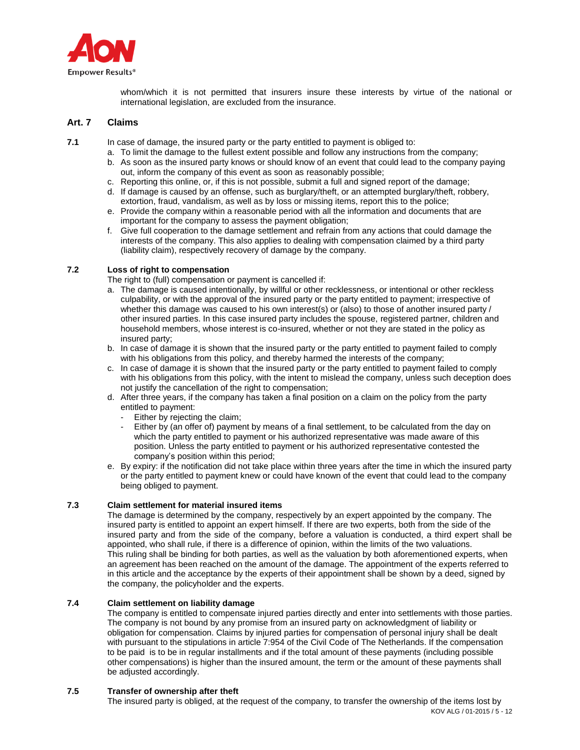whom/which it is not permitted that insurers insure these interests by virtue of the national or international legislation, are excluded from the insurance.

## Art. 7 Claims

**7.1** In case of damage, the insured party or the party entitled to payment is obliged to:

a. To limit the damage to the fullest extent possible and follow any instructions from the company;
b. As soon as the insured party knows or should know of an event that could lead to the company paying out, inform the company of this event as soon as reasonably possible;
c. Reporting this online, or, if this is not possible, submit a full and signed report of the damage;
d. If damage is caused by an offense, such as burglary/theft, or an attempted burglary/theft, robbery, extortion, fraud, vandalism, as well as by loss or missing items, report this to the police;
e. Provide the company within a reasonable period with all the information and documents that are important for the company to assess the payment obligation;
f. Give full cooperation to the damage settlement and refrain from any actions that could damage the interests of the company. This also applies to dealing with compensation claimed by a third party (liability claim), respectively recovery of damage by the company.

### 7.2 Loss of right to compensation

The right to (full) compensation or payment is cancelled if:

a. The damage is caused intentionally, by willful or other recklessness, or intentional or other reckless culpability, or with the approval of the insured party or the party entitled to payment; irrespective of whether this damage was caused to his own interest(s) or (also) to those of another insured party / other insured parties. In this case insured party includes the spouse, registered partner, children and household members, whose interest is co-insured, whether or not they are stated in the policy as insured party;
b. In case of damage it is shown that the insured party or the party entitled to payment failed to comply with his obligations from this policy, and thereby harmed the interests of the company;
c. In case of damage it is shown that the insured party or the party entitled to payment failed to comply with his obligations from this policy, with the intent to mislead the company, unless such deception does not justify the cancellation of the right to compensation;
d. After three years, if the company has taken a final position on a claim on the policy from the party entitled to payment:
   - Either by rejecting the claim;
   - Either by (an offer of) payment by means of a final settlement, to be calculated from the day on which the party entitled to payment or his authorized representative was made aware of this position. Unless the party entitled to payment or his authorized representative contested the company's position within this period;
e. By expiry: if the notification did not take place within three years after the time in which the insured party or the party entitled to payment knew or could have known of the event that could lead to the company being obliged to payment.

### 7.3 Claim settlement for material insured items

The damage is determined by the company, respectively by an expert appointed by the company. The insured party is entitled to appoint an expert himself. If there are two experts, both from the side of the insured party and from the side of the company, before a valuation is conducted, a third expert shall be appointed, who shall rule, if there is a difference of opinion, within the limits of the two valuations.
This ruling shall be binding for both parties, as well as the valuation by both aforementioned experts, when an agreement has been reached on the amount of the damage. The appointment of the experts referred to in this article and the acceptance by the experts of their appointment shall be shown by a deed, signed by the company, the policyholder and the experts.

### 7.4 Claim settlement on liability damage

The company is entitled to compensate injured parties directly and enter into settlements with those parties. The company is not bound by any promise from an insured party on acknowledgment of liability or obligation for compensation. Claims by injured parties for compensation of personal injury shall be dealt with pursuant to the stipulations in article 7:954 of the Civil Code of The Netherlands. If the compensation to be paid is to be in regular installments and if the total amount of these payments (including possible other compensations) is higher than the insured amount, the term or the amount of these payments shall be adjusted accordingly.

### 7.5 Transfer of ownership after theft

The insured party is obliged, at the request of the company, to transfer the ownership of the items lost by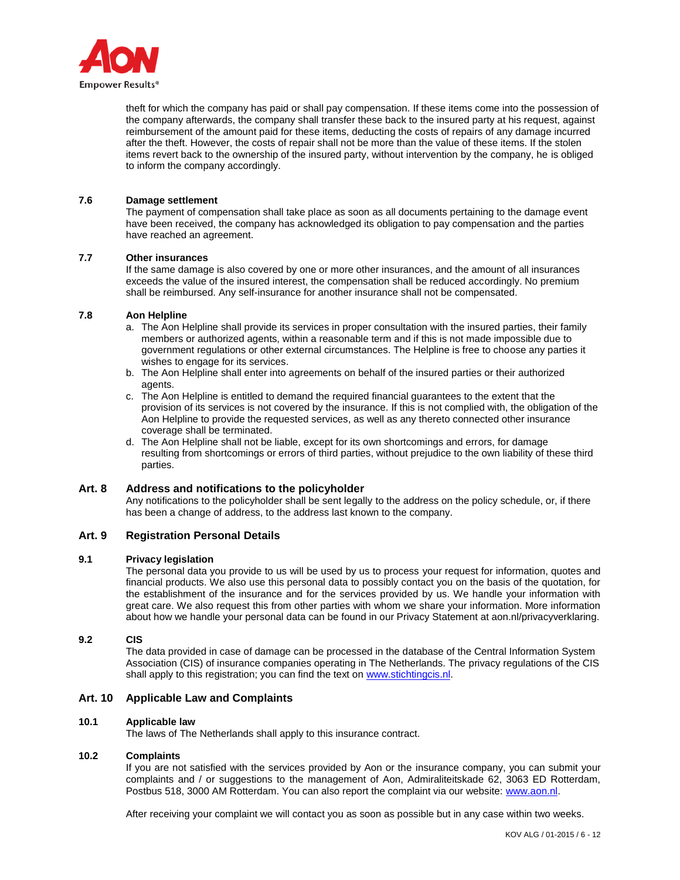theft for which the company has paid or shall pay compensation. If these items come into the possession of the company afterwards, the company shall transfer these back to the insured party at his request, against reimbursement of the amount paid for these items, deducting the costs of repairs of any damage incurred after the theft. However, the costs of repair shall not be more than the value of these items. If the stolen items revert back to the ownership of the insured party, without intervention by the company, he is obliged to inform the company accordingly.

### 7.6 Damage settlement

The payment of compensation shall take place as soon as all documents pertaining to the damage event have been received, the company has acknowledged its obligation to pay compensation and the parties have reached an agreement.

### 7.7 Other insurances

If the same damage is also covered by one or more other insurances, and the amount of all insurances exceeds the value of the insured interest, the compensation shall be reduced accordingly. No premium shall be reimbursed. Any self-insurance for another insurance shall not be compensated.

### 7.8 Aon Helpline

a. The Aon Helpline shall provide its services in proper consultation with the insured parties, their family members or authorized agents, within a reasonable term and if this is not made impossible due to government regulations or other external circumstances. The Helpline is free to choose any parties it wishes to engage for its services.
b. The Aon Helpline shall enter into agreements on behalf of the insured parties or their authorized agents.
c. The Aon Helpline is entitled to demand the required financial guarantees to the extent that the provision of its services is not covered by the insurance. If this is not complied with, the obligation of the Aon Helpline to provide the requested services, as well as any thereto connected other insurance coverage shall be terminated.
d. The Aon Helpline shall not be liable, except for its own shortcomings and errors, for damage resulting from shortcomings or errors of third parties, without prejudice to the own liability of these third parties.

## Art. 8 Address and notifications to the policyholder

Any notifications to the policyholder shall be sent legally to the address on the policy schedule, or, if there has been a change of address, to the address last known to the company.

## Art. 9 Registration Personal Details

### 9.1 Privacy legislation

The personal data you provide to us will be used by us to process your request for information, quotes and financial products. We also use this personal data to possibly contact you on the basis of the quotation, for the establishment of the insurance and for the services provided by us. We handle your information with great care. We also request this from other parties with whom we share your information. More information about how we handle your personal data can be found in our Privacy Statement at aon.nl/privacyverklaring.

### 9.2 CIS

The data provided in case of damage can be processed in the database of the Central Information System Association (CIS) of insurance companies operating in The Netherlands. The privacy regulations of the CIS shall apply to this registration; you can find the text on www.stichtingcis.nl.

## Art. 10 Applicable Law and Complaints

### 10.1 Applicable law

The laws of The Netherlands shall apply to this insurance contract.

### 10.2 Complaints

If you are not satisfied with the services provided by Aon or the insurance company, you can submit your complaints and / or suggestions to the management of Aon, Admiraliteitskade 62, 3063 ED Rotterdam, Postbus 518, 3000 AM Rotterdam. You can also report the complaint via our website: www.aon.nl.

After receiving your complaint we will contact you as soon as possible but in any case within two weeks.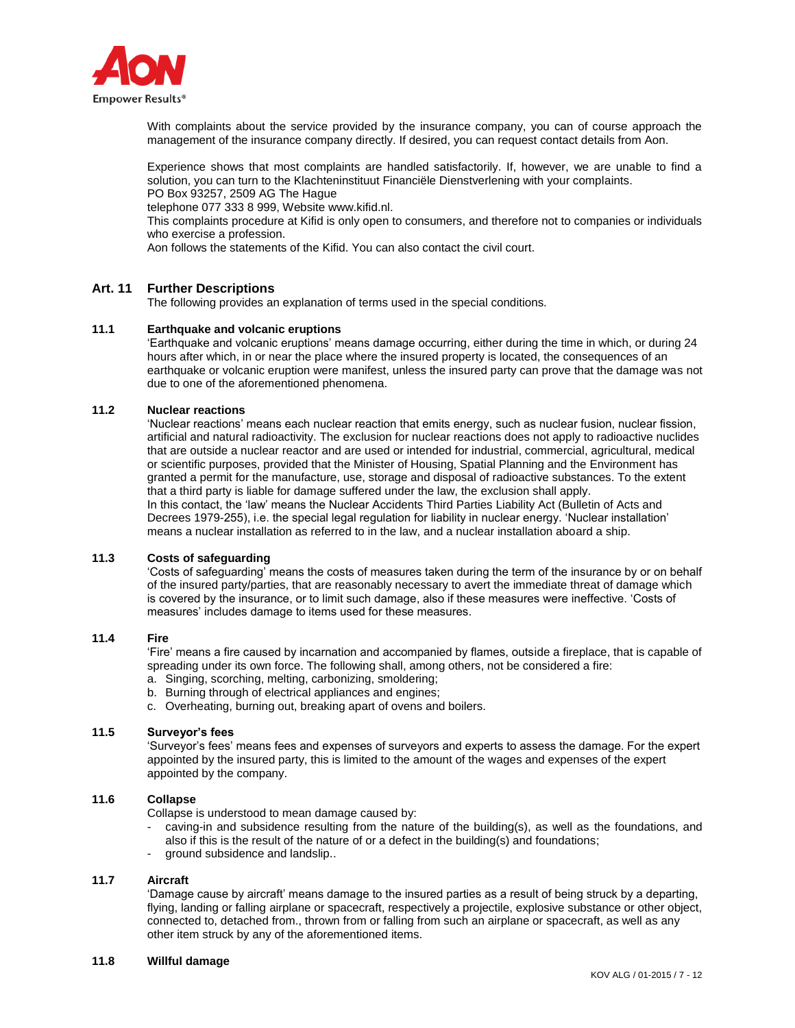With complaints about the service provided by the insurance company, you can of course approach the management of the insurance company directly. If desired, you can request contact details from Aon.

Experience shows that most complaints are handled satisfactorily. If, however, we are unable to find a solution, you can turn to the Klachteninstituut Financiële Dienstverlening with your complaints.
PO Box 93257, 2509 AG The Hague
telephone 077 333 8 999, Website www.kifid.nl.
This complaints procedure at Kifid is only open to consumers, and therefore not to companies or individuals who exercise a profession.
Aon follows the statements of the Kifid. You can also contact the civil court.

## Art. 11 Further Descriptions

The following provides an explanation of terms used in the special conditions.

### 11.1 Earthquake and volcanic eruptions

'Earthquake and volcanic eruptions' means damage occurring, either during the time in which, or during 24 hours after which, in or near the place where the insured property is located, the consequences of an earthquake or volcanic eruption were manifest, unless the insured party can prove that the damage was not due to one of the aforementioned phenomena.

### 11.2 Nuclear reactions

'Nuclear reactions' means each nuclear reaction that emits energy, such as nuclear fusion, nuclear fission, artificial and natural radioactivity. The exclusion for nuclear reactions does not apply to radioactive nuclides that are outside a nuclear reactor and are used or intended for industrial, commercial, agricultural, medical or scientific purposes, provided that the Minister of Housing, Spatial Planning and the Environment has granted a permit for the manufacture, use, storage and disposal of radioactive substances. To the extent that a third party is liable for damage suffered under the law, the exclusion shall apply.
In this contact, the 'law' means the Nuclear Accidents Third Parties Liability Act (Bulletin of Acts and Decrees 1979-255), i.e. the special legal regulation for liability in nuclear energy. 'Nuclear installation' means a nuclear installation as referred to in the law, and a nuclear installation aboard a ship.

### 11.3 Costs of safeguarding

'Costs of safeguarding' means the costs of measures taken during the term of the insurance by or on behalf of the insured party/parties, that are reasonably necessary to avert the immediate threat of damage which is covered by the insurance, or to limit such damage, also if these measures were ineffective. 'Costs of measures' includes damage to items used for these measures.

### 11.4 Fire

'Fire' means a fire caused by incarnation and accompanied by flames, outside a fireplace, that is capable of spreading under its own force. The following shall, among others, not be considered a fire:

a. Singing, scorching, melting, carbonizing, smoldering;
b. Burning through of electrical appliances and engines;
c. Overheating, burning out, breaking apart of ovens and boilers.

### 11.5 Surveyor's fees

'Surveyor's fees' means fees and expenses of surveyors and experts to assess the damage. For the expert appointed by the insured party, this is limited to the amount of the wages and expenses of the expert appointed by the company.

### 11.6 Collapse

Collapse is understood to mean damage caused by:

- caving-in and subsidence resulting from the nature of the building(s), as well as the foundations, and also if this is the result of the nature of or a defect in the building(s) and foundations;
- ground subsidence and landslip..

### 11.7 Aircraft

'Damage cause by aircraft' means damage to the insured parties as a result of being struck by a departing, flying, landing or falling airplane or spacecraft, respectively a projectile, explosive substance or other object, connected to, detached from., thrown from or falling from such an airplane or spacecraft, as well as any other item struck by any of the aforementioned items.

### 11.8 Willful damage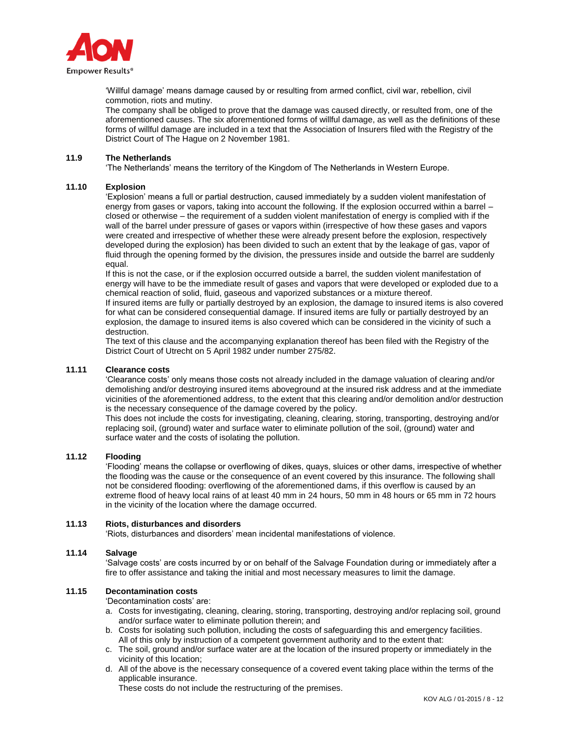'Willful damage' means damage caused by or resulting from armed conflict, civil war, rebellion, civil commotion, riots and mutiny.
The company shall be obliged to prove that the damage was caused directly, or resulted from, one of the aforementioned causes. The six aforementioned forms of willful damage, as well as the definitions of these forms of willful damage are included in a text that the Association of Insurers filed with the Registry of the District Court of The Hague on 2 November 1981.

### 11.9 The Netherlands

'The Netherlands' means the territory of the Kingdom of The Netherlands in Western Europe.

### 11.10 Explosion

'Explosion' means a full or partial destruction, caused immediately by a sudden violent manifestation of energy from gases or vapors, taking into account the following. If the explosion occurred within a barrel – closed or otherwise – the requirement of a sudden violent manifestation of energy is complied with if the wall of the barrel under pressure of gases or vapors within (irrespective of how these gases and vapors were created and irrespective of whether these were already present before the explosion, respectively developed during the explosion) has been divided to such an extent that by the leakage of gas, vapor of fluid through the opening formed by the division, the pressures inside and outside the barrel are suddenly equal.
If this is not the case, or if the explosion occurred outside a barrel, the sudden violent manifestation of energy will have to be the immediate result of gases and vapors that were developed or exploded due to a chemical reaction of solid, fluid, gaseous and vaporized substances or a mixture thereof.
If insured items are fully or partially destroyed by an explosion, the damage to insured items is also covered for what can be considered consequential damage. If insured items are fully or partially destroyed by an explosion, the damage to insured items is also covered which can be considered in the vicinity of such a destruction.
The text of this clause and the accompanying explanation thereof has been filed with the Registry of the District Court of Utrecht on 5 April 1982 under number 275/82.

### 11.11 Clearance costs

'Clearance costs' only means those costs not already included in the damage valuation of clearing and/or demolishing and/or destroying insured items aboveground at the insured risk address and at the immediate vicinities of the aforementioned address, to the extent that this clearing and/or demolition and/or destruction is the necessary consequence of the damage covered by the policy.
This does not include the costs for investigating, cleaning, clearing, storing, transporting, destroying and/or replacing soil, (ground) water and surface water to eliminate pollution of the soil, (ground) water and surface water and the costs of isolating the pollution.

### 11.12 Flooding

'Flooding' means the collapse or overflowing of dikes, quays, sluices or other dams, irrespective of whether the flooding was the cause or the consequence of an event covered by this insurance. The following shall not be considered flooding: overflowing of the aforementioned dams, if this overflow is caused by an extreme flood of heavy local rains of at least 40 mm in 24 hours, 50 mm in 48 hours or 65 mm in 72 hours in the vicinity of the location where the damage occurred.

### 11.13 Riots, disturbances and disorders

'Riots, disturbances and disorders' mean incidental manifestations of violence.

### 11.14 Salvage

'Salvage costs' are costs incurred by or on behalf of the Salvage Foundation during or immediately after a fire to offer assistance and taking the initial and most necessary measures to limit the damage.

### 11.15 Decontamination costs

'Decontamination costs' are:

a. Costs for investigating, cleaning, clearing, storing, transporting, destroying and/or replacing soil, ground and/or surface water to eliminate pollution therein; and
b. Costs for isolating such pollution, including the costs of safeguarding this and emergency facilities.
   All of this only by instruction of a competent government authority and to the extent that:
c. The soil, ground and/or surface water are at the location of the insured property or immediately in the vicinity of this location;
d. All of the above is the necessary consequence of a covered event taking place within the terms of the applicable insurance.
   These costs do not include the restructuring of the premises.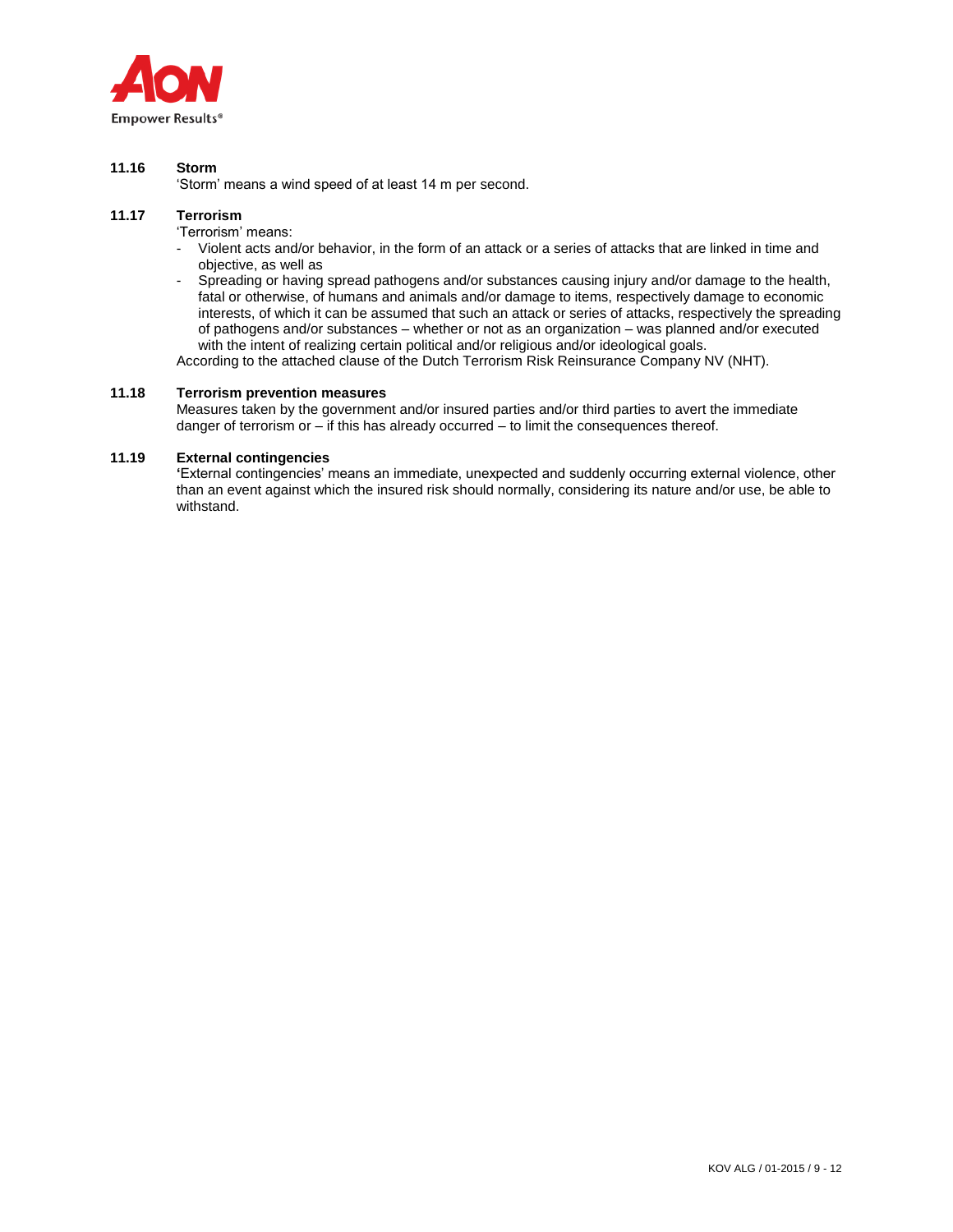**11.16 Storm**

'Storm' means a wind speed of at least 14 m per second.

**11.17 Terrorism**

'Terrorism' means:

- Violent acts and/or behavior, in the form of an attack or a series of attacks that are linked in time and objective, as well as
- Spreading or having spread pathogens and/or substances causing injury and/or damage to the health, fatal or otherwise, of humans and animals and/or damage to items, respectively damage to economic interests, of which it can be assumed that such an attack or series of attacks, respectively the spreading of pathogens and/or substances – whether or not as an organization – was planned and/or executed with the intent of realizing certain political and/or religious and/or ideological goals.

According to the attached clause of the Dutch Terrorism Risk Reinsurance Company NV (NHT).

**11.18 Terrorism prevention measures**

Measures taken by the government and/or insured parties and/or third parties to avert the immediate danger of terrorism or – if this has already occurred – to limit the consequences thereof.

**11.19 External contingencies**

'External contingencies' means an immediate, unexpected and suddenly occurring external violence, other than an event against which the insured risk should normally, considering its nature and/or use, be able to withstand.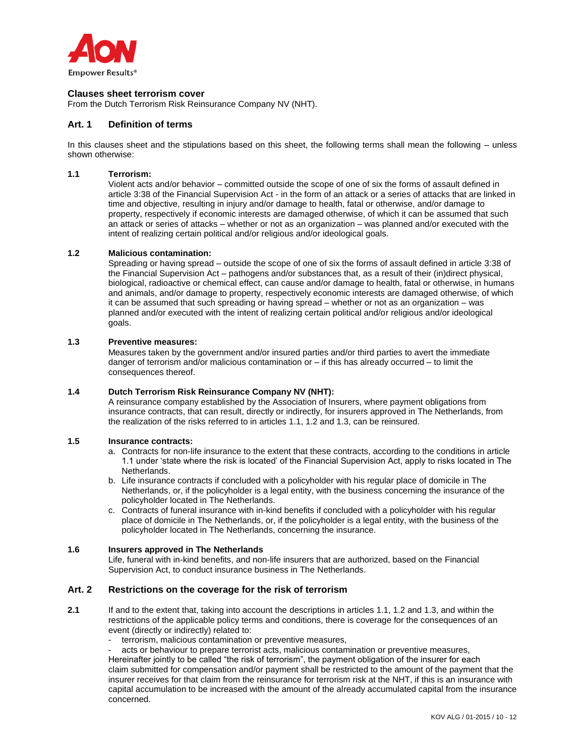**Clauses sheet terrorism cover**
From the Dutch Terrorism Risk Reinsurance Company NV (NHT).

## Art. 1 Definition of terms

In this clauses sheet and the stipulations based on this sheet, the following terms shall mean the following – unless shown otherwise:

**1.1 Terrorism:**
Violent acts and/or behavior – committed outside the scope of one of six the forms of assault defined in article 3:38 of the Financial Supervision Act - in the form of an attack or a series of attacks that are linked in time and objective, resulting in injury and/or damage to health, fatal or otherwise, and/or damage to property, respectively if economic interests are damaged otherwise, of which it can be assumed that such an attack or series of attacks – whether or not as an organization – was planned and/or executed with the intent of realizing certain political and/or religious and/or ideological goals.

**1.2 Malicious contamination:**
Spreading or having spread – outside the scope of one of six the forms of assault defined in article 3:38 of the Financial Supervision Act – pathogens and/or substances that, as a result of their (in)direct physical, biological, radioactive or chemical effect, can cause and/or damage to health, fatal or otherwise, in humans and animals, and/or damage to property, respectively economic interests are damaged otherwise, of which it can be assumed that such spreading or having spread – whether or not as an organization – was planned and/or executed with the intent of realizing certain political and/or religious and/or ideological goals.

**1.3 Preventive measures:**
Measures taken by the government and/or insured parties and/or third parties to avert the immediate danger of terrorism and/or malicious contamination or – if this has already occurred – to limit the consequences thereof.

**1.4 Dutch Terrorism Risk Reinsurance Company NV (NHT):**
A reinsurance company established by the Association of Insurers, where payment obligations from insurance contracts, that can result, directly or indirectly, for insurers approved in The Netherlands, from the realization of the risks referred to in articles 1.1, 1.2 and 1.3, can be reinsured.

**1.5 Insurance contracts:**

a. Contracts for non-life insurance to the extent that these contracts, according to the conditions in article 1.1 under 'state where the risk is located' of the Financial Supervision Act, apply to risks located in The Netherlands.
b. Life insurance contracts if concluded with a policyholder with his regular place of domicile in The Netherlands, or, if the policyholder is a legal entity, with the business concerning the insurance of the policyholder located in The Netherlands.
c. Contracts of funeral insurance with in-kind benefits if concluded with a policyholder with his regular place of domicile in The Netherlands, or, if the policyholder is a legal entity, with the business of the policyholder located in The Netherlands, concerning the insurance.

**1.6 Insurers approved in The Netherlands**
Life, funeral with in-kind benefits, and non-life insurers that are authorized, based on the Financial Supervision Act, to conduct insurance business in The Netherlands.

## Art. 2 Restrictions on the coverage for the risk of terrorism

**2.1** If and to the extent that, taking into account the descriptions in articles 1.1, 1.2 and 1.3, and within the restrictions of the applicable policy terms and conditions, there is coverage for the consequences of an event (directly or indirectly) related to:

- terrorism, malicious contamination or preventive measures,
- acts or behaviour to prepare terrorist acts, malicious contamination or preventive measures,

Hereinafter jointly to be called "the risk of terrorism", the payment obligation of the insurer for each claim submitted for compensation and/or payment shall be restricted to the amount of the payment that the insurer receives for that claim from the reinsurance for terrorism risk at the NHT, if this is an insurance with capital accumulation to be increased with the amount of the already accumulated capital from the insurance concerned.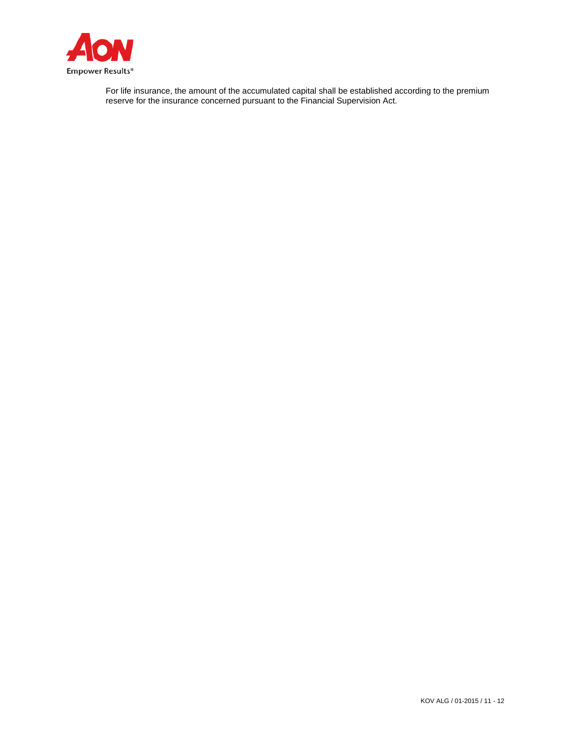For life insurance, the amount of the accumulated capital shall be established according to the premium reserve for the insurance concerned pursuant to the Financial Supervision Act.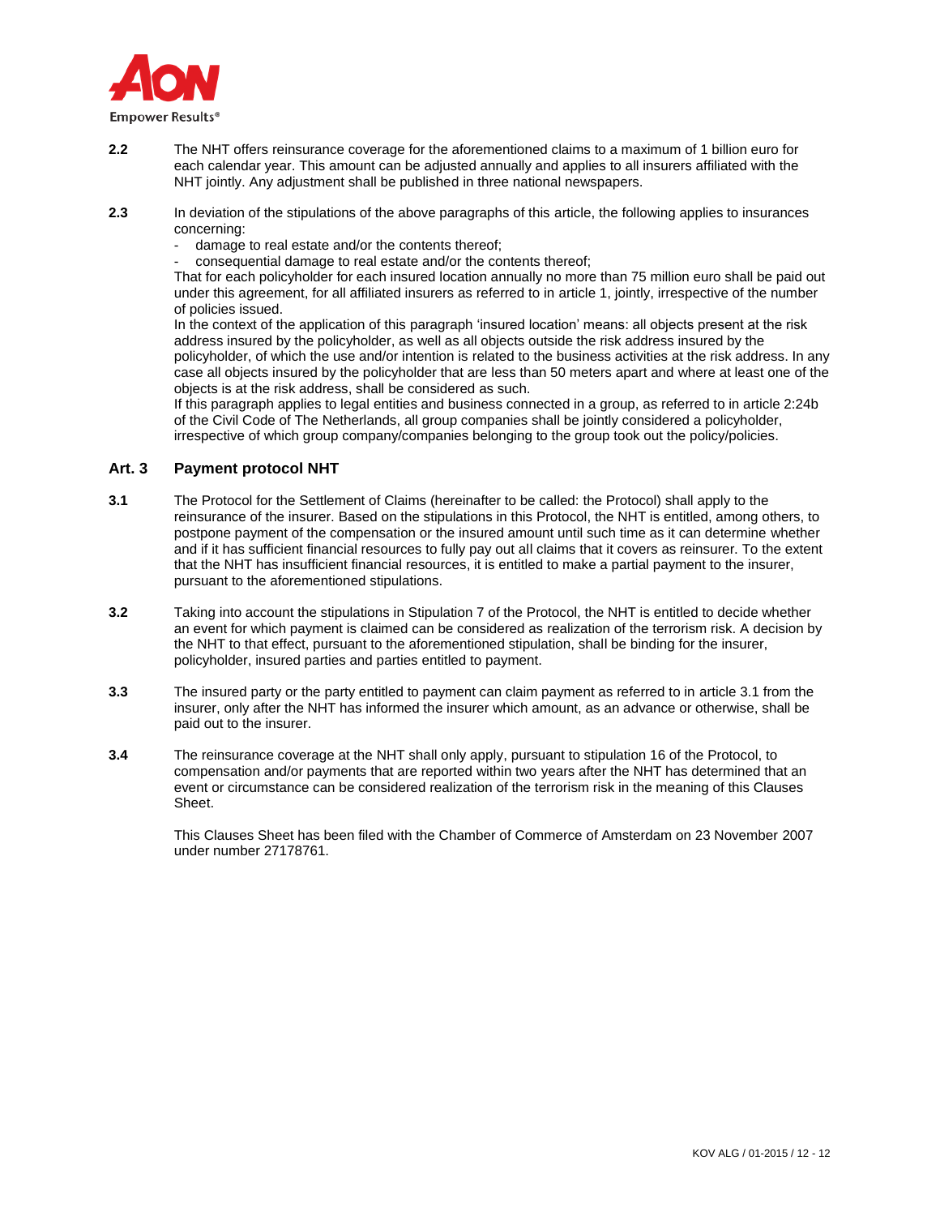**2.2** The NHT offers reinsurance coverage for the aforementioned claims to a maximum of 1 billion euro for each calendar year. This amount can be adjusted annually and applies to all insurers affiliated with the NHT jointly. Any adjustment shall be published in three national newspapers.

**2.3** In deviation of the stipulations of the above paragraphs of this article, the following applies to insurances concerning:

- damage to real estate and/or the contents thereof;
- consequential damage to real estate and/or the contents thereof;

That for each policyholder for each insured location annually no more than 75 million euro shall be paid out under this agreement, for all affiliated insurers as referred to in article 1, jointly, irrespective of the number of policies issued.

In the context of the application of this paragraph 'insured location' means: all objects present at the risk address insured by the policyholder, as well as all objects outside the risk address insured by the policyholder, of which the use and/or intention is related to the business activities at the risk address. In any case all objects insured by the policyholder that are less than 50 meters apart and where at least one of the objects is at the risk address, shall be considered as such.

If this paragraph applies to legal entities and business connected in a group, as referred to in article 2:24b of the Civil Code of The Netherlands, all group companies shall be jointly considered a policyholder, irrespective of which group company/companies belonging to the group took out the policy/policies.

## Art. 3 Payment protocol NHT

**3.1** The Protocol for the Settlement of Claims (hereinafter to be called: the Protocol) shall apply to the reinsurance of the insurer. Based on the stipulations in this Protocol, the NHT is entitled, among others, to postpone payment of the compensation or the insured amount until such time as it can determine whether and if it has sufficient financial resources to fully pay out all claims that it covers as reinsurer. To the extent that the NHT has insufficient financial resources, it is entitled to make a partial payment to the insurer, pursuant to the aforementioned stipulations.

**3.2** Taking into account the stipulations in Stipulation 7 of the Protocol, the NHT is entitled to decide whether an event for which payment is claimed can be considered as realization of the terrorism risk. A decision by the NHT to that effect, pursuant to the aforementioned stipulation, shall be binding for the insurer, policyholder, insured parties and parties entitled to payment.

**3.3** The insured party or the party entitled to payment can claim payment as referred to in article 3.1 from the insurer, only after the NHT has informed the insurer which amount, as an advance or otherwise, shall be paid out to the insurer.

**3.4** The reinsurance coverage at the NHT shall only apply, pursuant to stipulation 16 of the Protocol, to compensation and/or payments that are reported within two years after the NHT has determined that an event or circumstance can be considered realization of the terrorism risk in the meaning of this Clauses Sheet.

This Clauses Sheet has been filed with the Chamber of Commerce of Amsterdam on 23 November 2007 under number 27178761.